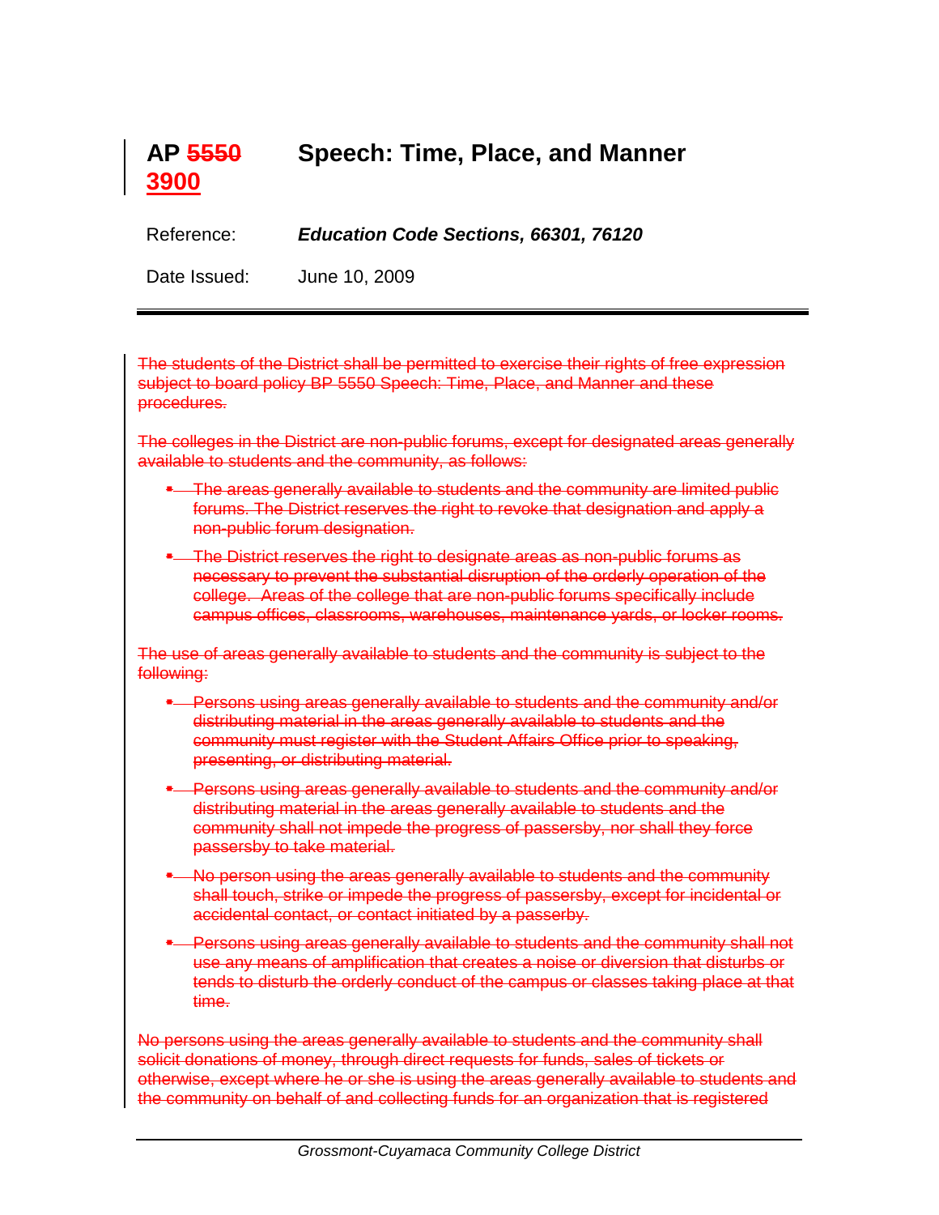# AP ~~5550~~ 3900 Speech: Time, Place, and Manner

Reference: ***Education Code Sections, 66301, 76120***

Date Issued: June 10, 2009

---

~~The students of the District shall be permitted to exercise their rights of free expression subject to board policy BP 5550 Speech: Time, Place, and Manner and these procedures.~~

~~The colleges in the District are non-public forums, except for designated areas generally available to students and the community, as follows:~~

- ~~The areas generally available to students and the community are limited public forums. The District reserves the right to revoke that designation and apply a non-public forum designation.~~
- ~~The District reserves the right to designate areas as non-public forums as necessary to prevent the substantial disruption of the orderly operation of the college. Areas of the college that are non-public forums specifically include campus offices, classrooms, warehouses, maintenance yards, or locker rooms.~~

~~The use of areas generally available to students and the community is subject to the following:~~

- ~~Persons using areas generally available to students and the community and/or distributing material in the areas generally available to students and the community must register with the Student Affairs Office prior to speaking, presenting, or distributing material.~~
- ~~Persons using areas generally available to students and the community and/or distributing material in the areas generally available to students and the community shall not impede the progress of passersby, nor shall they force passersby to take material.~~
- ~~No person using the areas generally available to students and the community shall touch, strike or impede the progress of passersby, except for incidental or accidental contact, or contact initiated by a passerby.~~
- ~~Persons using areas generally available to students and the community shall not use any means of amplification that creates a noise or diversion that disturbs or tends to disturb the orderly conduct of the campus or classes taking place at that time.~~

~~No persons using the areas generally available to students and the community shall solicit donations of money, through direct requests for funds, sales of tickets or otherwise, except where he or she is using the areas generally available to students and the community on behalf of and collecting funds for an organization that is registered~~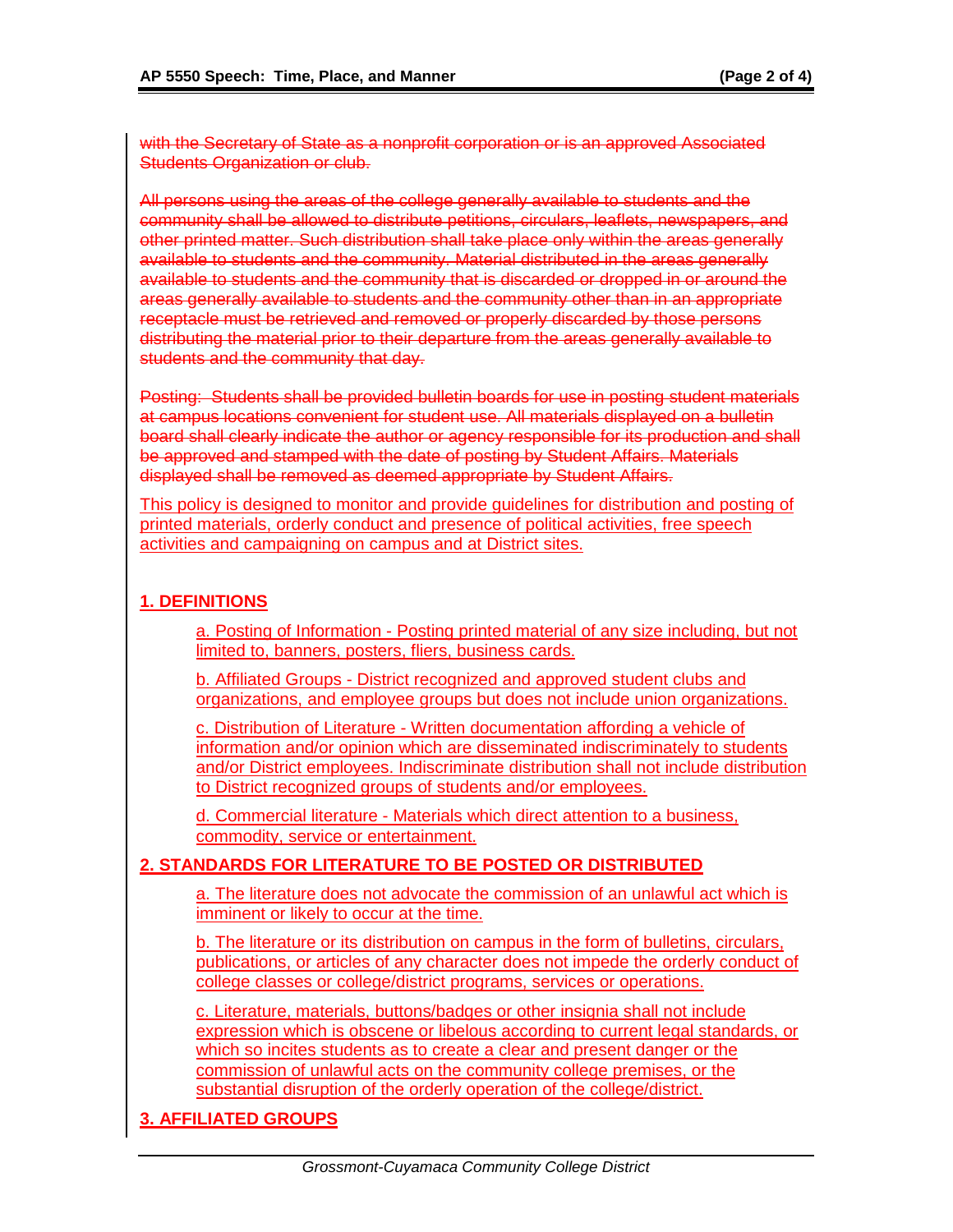~~with the Secretary of State as a nonprofit corporation or is an approved Associated Students Organization or club.~~

~~All persons using the areas of the college generally available to students and the community shall be allowed to distribute petitions, circulars, leaflets, newspapers, and other printed matter. Such distribution shall take place only within the areas generally available to students and the community. Material distributed in the areas generally available to students and the community that is discarded or dropped in or around the areas generally available to students and the community other than in an appropriate receptacle must be retrieved and removed or properly discarded by those persons distributing the material prior to their departure from the areas generally available to students and the community that day.~~

~~Posting: Students shall be provided bulletin boards for use in posting student materials at campus locations convenient for student use. All materials displayed on a bulletin board shall clearly indicate the author or agency responsible for its production and shall be approved and stamped with the date of posting by Student Affairs. Materials displayed shall be removed as deemed appropriate by Student Affairs.~~

This policy is designed to monitor and provide guidelines for distribution and posting of printed materials, orderly conduct and presence of political activities, free speech activities and campaigning on campus and at District sites.

## 1. DEFINITIONS

a. Posting of Information - Posting printed material of any size including, but not limited to, banners, posters, fliers, business cards.

b. Affiliated Groups - District recognized and approved student clubs and organizations, and employee groups but does not include union organizations.

c. Distribution of Literature - Written documentation affording a vehicle of information and/or opinion which are disseminated indiscriminately to students and/or District employees. Indiscriminate distribution shall not include distribution to District recognized groups of students and/or employees.

d. Commercial literature - Materials which direct attention to a business, commodity, service or entertainment.

## 2. STANDARDS FOR LITERATURE TO BE POSTED OR DISTRIBUTED

a. The literature does not advocate the commission of an unlawful act which is imminent or likely to occur at the time.

b. The literature or its distribution on campus in the form of bulletins, circulars, publications, or articles of any character does not impede the orderly conduct of college classes or college/district programs, services or operations.

c. Literature, materials, buttons/badges or other insignia shall not include expression which is obscene or libelous according to current legal standards, or which so incites students as to create a clear and present danger or the commission of unlawful acts on the community college premises, or the substantial disruption of the orderly operation of the college/district.

## 3. AFFILIATED GROUPS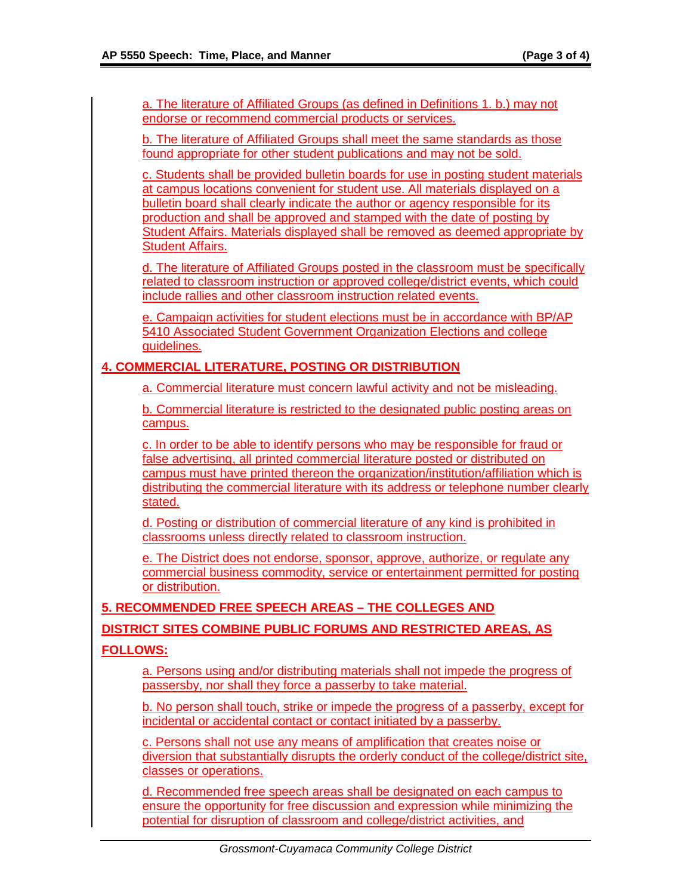a. The literature of Affiliated Groups (as defined in Definitions 1. b.) may not endorse or recommend commercial products or services.

b. The literature of Affiliated Groups shall meet the same standards as those found appropriate for other student publications and may not be sold.

c. Students shall be provided bulletin boards for use in posting student materials at campus locations convenient for student use. All materials displayed on a bulletin board shall clearly indicate the author or agency responsible for its production and shall be approved and stamped with the date of posting by Student Affairs. Materials displayed shall be removed as deemed appropriate by Student Affairs.

d. The literature of Affiliated Groups posted in the classroom must be specifically related to classroom instruction or approved college/district events, which could include rallies and other classroom instruction related events.

e. Campaign activities for student elections must be in accordance with BP/AP 5410 Associated Student Government Organization Elections and college guidelines.

**4. COMMERCIAL LITERATURE, POSTING OR DISTRIBUTION**

a. Commercial literature must concern lawful activity and not be misleading.

b. Commercial literature is restricted to the designated public posting areas on campus.

c. In order to be able to identify persons who may be responsible for fraud or false advertising, all printed commercial literature posted or distributed on campus must have printed thereon the organization/institution/affiliation which is distributing the commercial literature with its address or telephone number clearly stated.

d. Posting or distribution of commercial literature of any kind is prohibited in classrooms unless directly related to classroom instruction.

e. The District does not endorse, sponsor, approve, authorize, or regulate any commercial business commodity, service or entertainment permitted for posting or distribution.

**5. RECOMMENDED FREE SPEECH AREAS – THE COLLEGES AND DISTRICT SITES COMBINE PUBLIC FORUMS AND RESTRICTED AREAS, AS FOLLOWS:**

a. Persons using and/or distributing materials shall not impede the progress of passersby, nor shall they force a passerby to take material.

b. No person shall touch, strike or impede the progress of a passerby, except for incidental or accidental contact or contact initiated by a passerby.

c. Persons shall not use any means of amplification that creates noise or diversion that substantially disrupts the orderly conduct of the college/district site, classes or operations.

d. Recommended free speech areas shall be designated on each campus to ensure the opportunity for free discussion and expression while minimizing the potential for disruption of classroom and college/district activities, and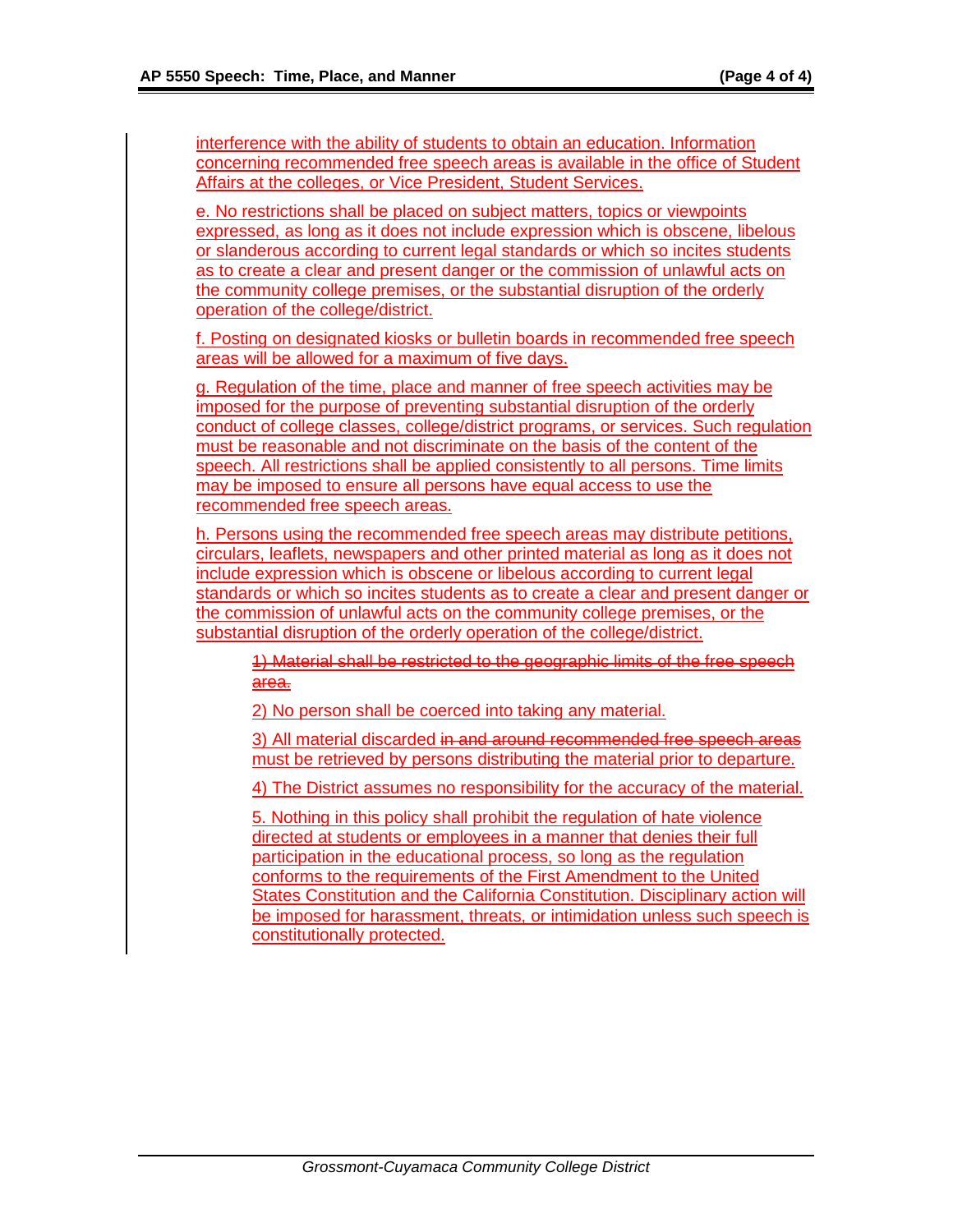interference with the ability of students to obtain an education. Information concerning recommended free speech areas is available in the office of Student Affairs at the colleges, or Vice President, Student Services.

e. No restrictions shall be placed on subject matters, topics or viewpoints expressed, as long as it does not include expression which is obscene, libelous or slanderous according to current legal standards or which so incites students as to create a clear and present danger or the commission of unlawful acts on the community college premises, or the substantial disruption of the orderly operation of the college/district.

f. Posting on designated kiosks or bulletin boards in recommended free speech areas will be allowed for a maximum of five days.

g. Regulation of the time, place and manner of free speech activities may be imposed for the purpose of preventing substantial disruption of the orderly conduct of college classes, college/district programs, or services. Such regulation must be reasonable and not discriminate on the basis of the content of the speech. All restrictions shall be applied consistently to all persons. Time limits may be imposed to ensure all persons have equal access to use the recommended free speech areas.

h. Persons using the recommended free speech areas may distribute petitions, circulars, leaflets, newspapers and other printed material as long as it does not include expression which is obscene or libelous according to current legal standards or which so incites students as to create a clear and present danger or the commission of unlawful acts on the community college premises, or the substantial disruption of the orderly operation of the college/district.

> ~~1) Material shall be restricted to the geographic limits of the free speech area.~~
>
> 2) No person shall be coerced into taking any material.
>
> 3) All material discarded ~~in and around recommended free speech areas~~ must be retrieved by persons distributing the material prior to departure.
>
> 4) The District assumes no responsibility for the accuracy of the material.
>
> 5. Nothing in this policy shall prohibit the regulation of hate violence directed at students or employees in a manner that denies their full participation in the educational process, so long as the regulation conforms to the requirements of the First Amendment to the United States Constitution and the California Constitution. Disciplinary action will be imposed for harassment, threats, or intimidation unless such speech is constitutionally protected.